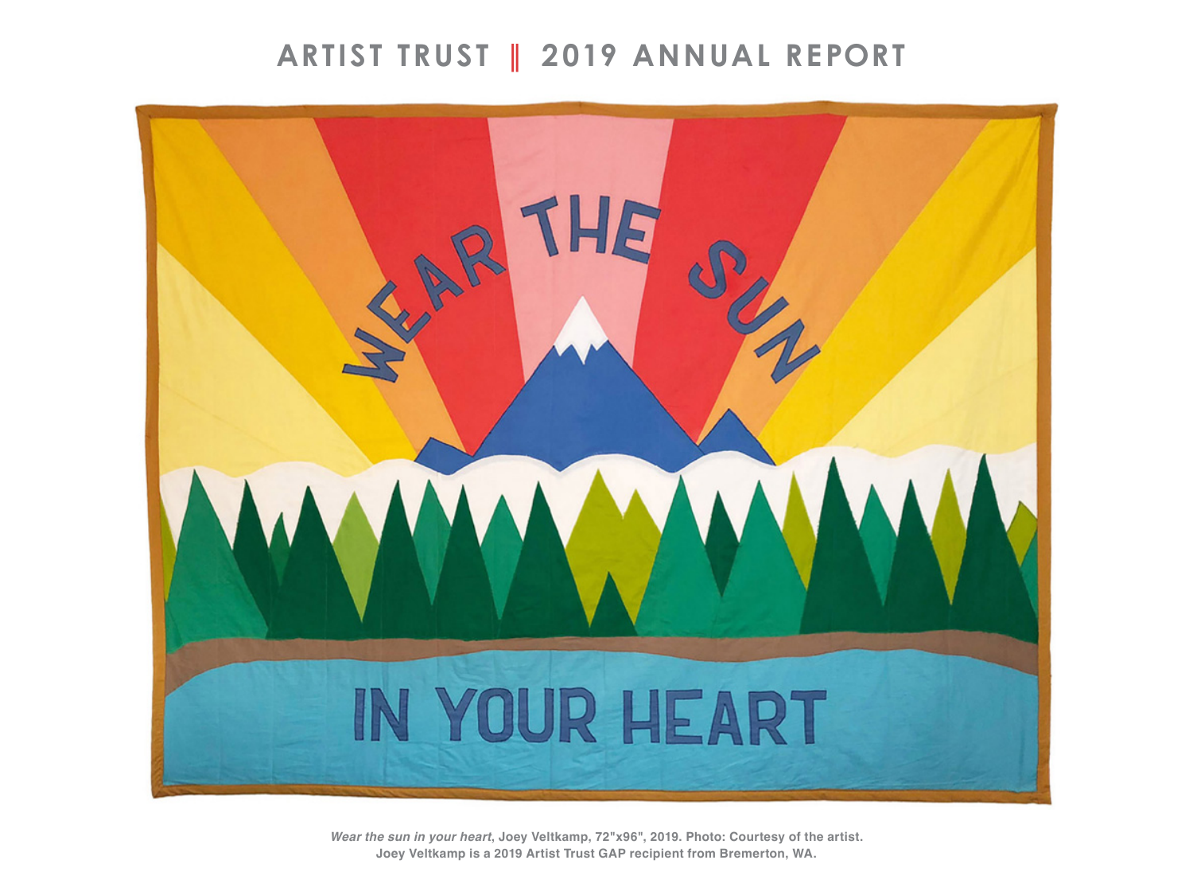# ARTIST TRUST ‖ 2019 ANNUAL REPORT

***Wear the sun in your heart*, Joey Veltkamp, 72"x96", 2019. Photo: Courtesy of the artist.**
**Joey Veltkamp is a 2019 Artist Trust GAP recipient from Bremerton, WA.**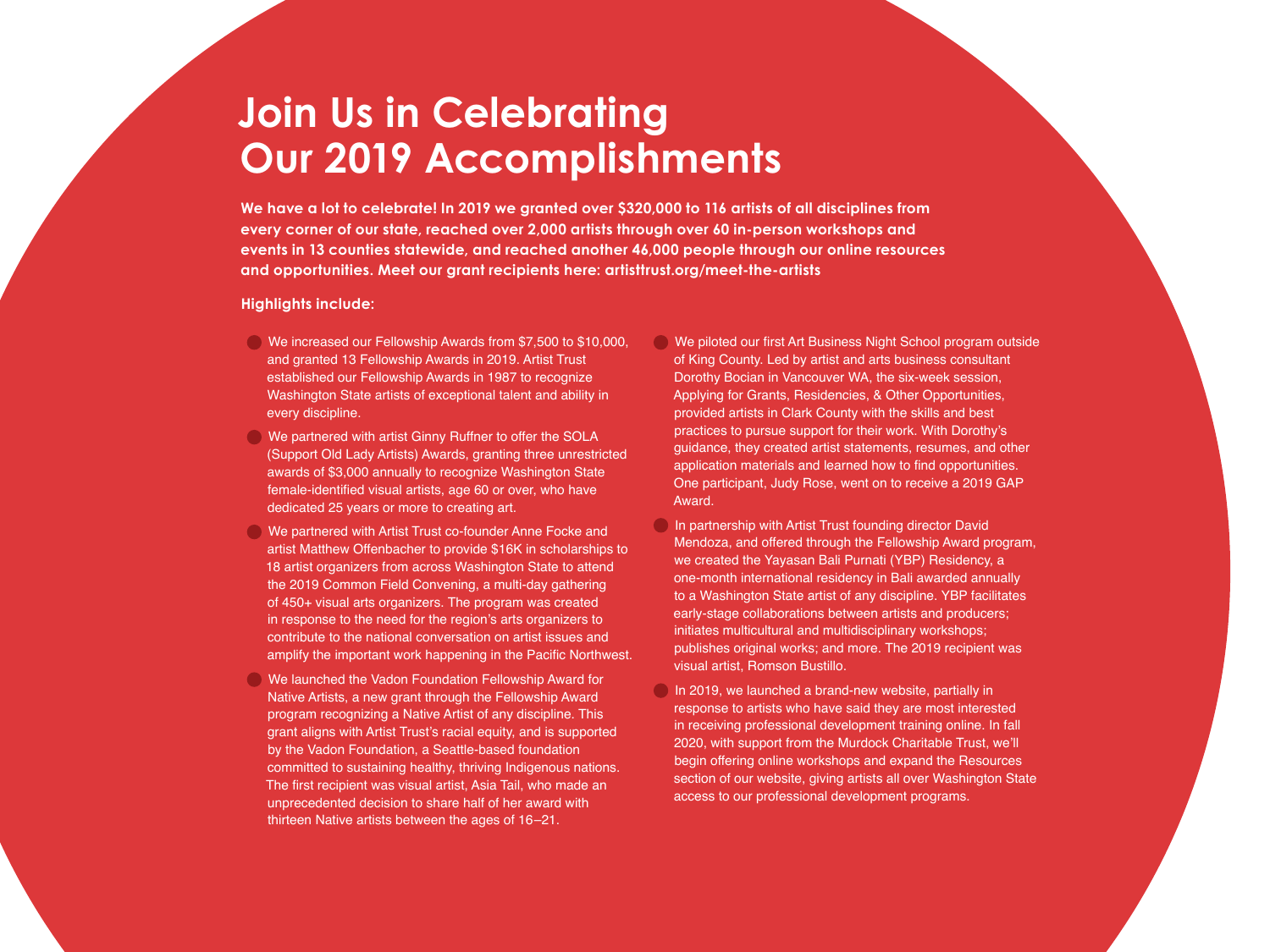# Join Us in Celebrating Our 2019 Accomplishments

**We have a lot to celebrate! In 2019 we granted over $320,000 to 116 artists of all disciplines from every corner of our state, reached over 2,000 artists through over 60 in-person workshops and events in 13 counties statewide, and reached another 46,000 people through our online resources and opportunities. Meet our grant recipients here: artisttrust.org/meet-the-artists**

**Highlights include:**

- We increased our Fellowship Awards from $7,500 to $10,000, and granted 13 Fellowship Awards in 2019. Artist Trust established our Fellowship Awards in 1987 to recognize Washington State artists of exceptional talent and ability in every discipline.
- We partnered with artist Ginny Ruffner to offer the SOLA (Support Old Lady Artists) Awards, granting three unrestricted awards of $3,000 annually to recognize Washington State female-identified visual artists, age 60 or over, who have dedicated 25 years or more to creating art.
- We partnered with Artist Trust co-founder Anne Focke and artist Matthew Offenbacher to provide $16K in scholarships to 18 artist organizers from across Washington State to attend the 2019 Common Field Convening, a multi-day gathering of 450+ visual arts organizers. The program was created in response to the need for the region's arts organizers to contribute to the national conversation on artist issues and amplify the important work happening in the Pacific Northwest.
- We launched the Vadon Foundation Fellowship Award for Native Artists, a new grant through the Fellowship Award program recognizing a Native Artist of any discipline. This grant aligns with Artist Trust's racial equity, and is supported by the Vadon Foundation, a Seattle-based foundation committed to sustaining healthy, thriving Indigenous nations. The first recipient was visual artist, Asia Tail, who made an unprecedented decision to share half of her award with thirteen Native artists between the ages of 16–21.
- We piloted our first Art Business Night School program outside of King County. Led by artist and arts business consultant Dorothy Bocian in Vancouver WA, the six-week session, Applying for Grants, Residencies, & Other Opportunities, provided artists in Clark County with the skills and best practices to pursue support for their work. With Dorothy's guidance, they created artist statements, resumes, and other application materials and learned how to find opportunities. One participant, Judy Rose, went on to receive a 2019 GAP Award.
- In partnership with Artist Trust founding director David Mendoza, and offered through the Fellowship Award program, we created the Yayasan Bali Purnati (YBP) Residency, a one-month international residency in Bali awarded annually to a Washington State artist of any discipline. YBP facilitates early-stage collaborations between artists and producers; initiates multicultural and multidisciplinary workshops; publishes original works; and more. The 2019 recipient was visual artist, Romson Bustillo.
- In 2019, we launched a brand-new website, partially in response to artists who have said they are most interested in receiving professional development training online. In fall 2020, with support from the Murdock Charitable Trust, we'll begin offering online workshops and expand the Resources section of our website, giving artists all over Washington State access to our professional development programs.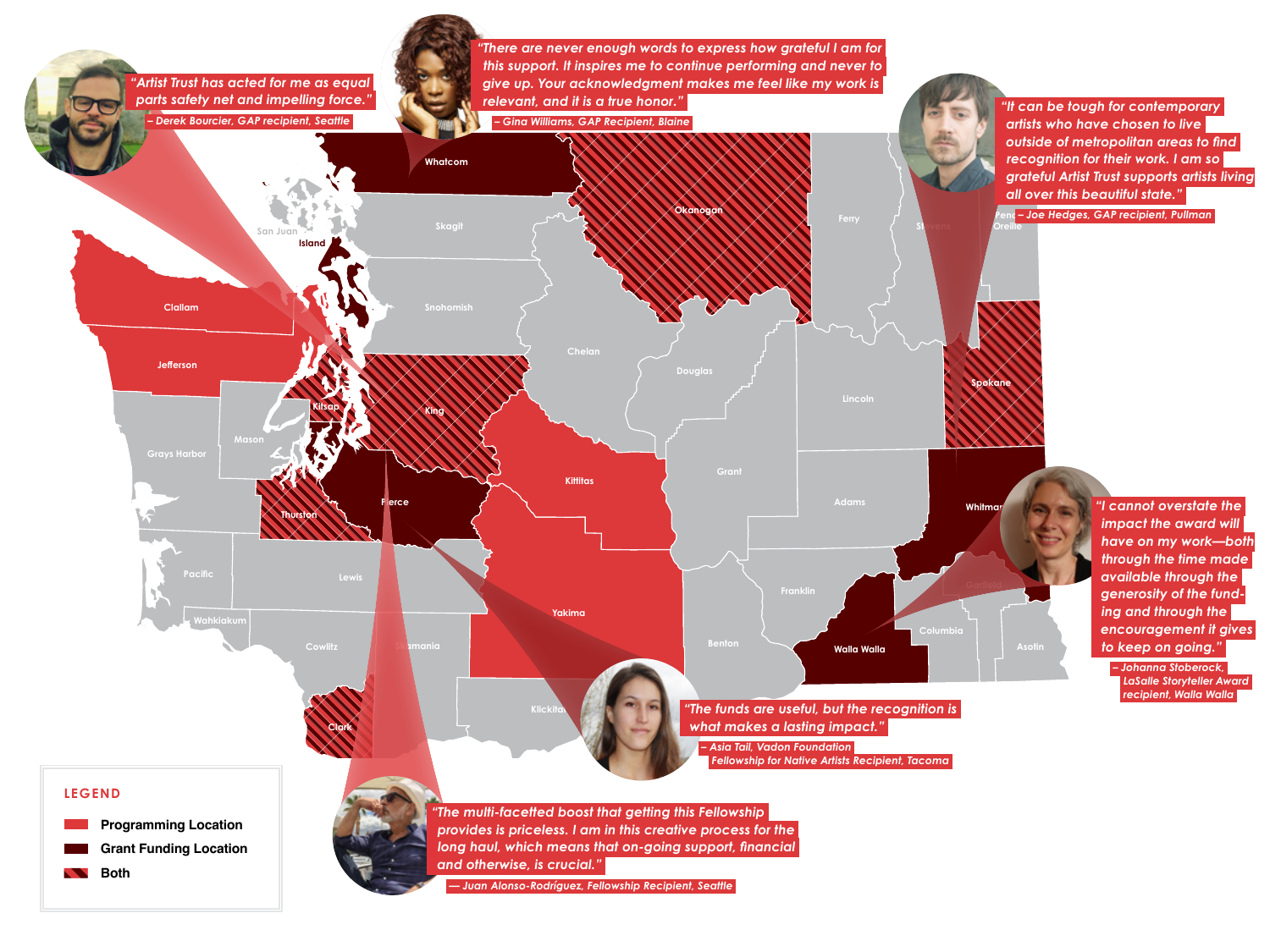> *"Artist Trust has acted for me as equal parts safety net and impelling force."*
>
> – Derek Bourcier, GAP recipient, Seattle

> *"There are never enough words to express how grateful I am for this support. It inspires me to continue performing and never to give up. Your acknowledgment makes me feel like my work is relevant, and it is a true honor."*
>
> – Gina Williams, GAP Recipient, Blaine

> *"It can be tough for contemporary artists who have chosen to live outside of metropolitan areas to find recognition for their work. I am so grateful Artist Trust supports artists living all over this beautiful state."*
>
> – Joe Hedges, GAP recipient, Pullman

> *"I cannot overstate the impact the award will have on my work—both through the time made available through the generosity of the funding and through the encouragement it gives to keep on going."*
>
> – Johanna Stoberock, LaSalle Storyteller Award recipient, Walla Walla

> *"The funds are useful, but the recognition is what makes a lasting impact."*
>
> – Asia Tail, Vadon Foundation Fellowship for Native Artists Recipient, Tacoma

> *"The multi-faceted boost that getting this Fellowship provides is priceless. I am in this creative process for the long haul, which means that on-going support, financial and otherwise, is crucial."*
>
> — Juan Alonso-Rodríguez, Fellowship Recipient, Seattle

Whatcom, San Juan, Island, Skagit, Okanogan, Ferry, Stevens, Pend Oreille, Clallam, Snohomish, Jefferson, Chelan, Douglas, Lincoln, Spokane, Kitsap, King, Grays Harbor, Mason, Grant, Kittitas, Adams, Whitman, Thurston, Pierce, Pacific, Lewis, Franklin, Garfield, Yakima, Wahkiakum, Columbia, Asotin, Cowlitz, Skamania, Benton, Walla Walla, Klickitat, Clark

**LEGEND**

- Programming Location
- Grant Funding Location
- Both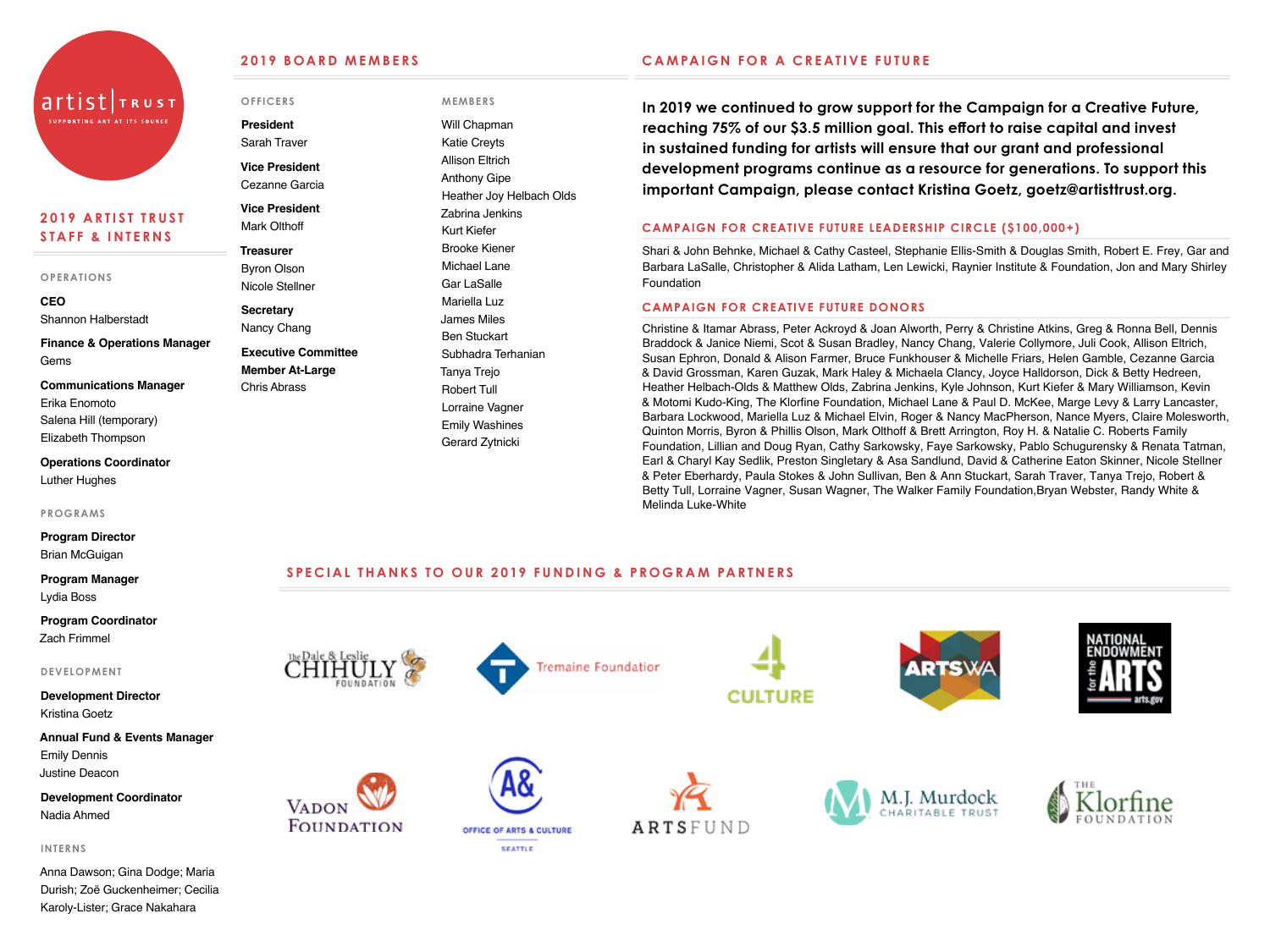## 2019 ARTIST TRUST STAFF & INTERNS

### OPERATIONS

**CEO**
Shannon Halberstadt

**Finance & Operations Manager**
Gems

**Communications Manager**
Erika Enomoto
Salena Hill (temporary)
Elizabeth Thompson

**Operations Coordinator**
Luther Hughes

### PROGRAMS

**Program Director**
Brian McGuigan

**Program Manager**
Lydia Boss

**Program Coordinator**
Zach Frimmel

### DEVELOPMENT

**Development Director**
Kristina Goetz

**Annual Fund & Events Manager**
Emily Dennis
Justine Deacon

**Development Coordinator**
Nadia Ahmed

### INTERNS

Anna Dawson; Gina Dodge; Maria Durish; Zoë Guckenheimer; Cecilia Karoly-Lister; Grace Nakahara

## 2019 BOARD MEMBERS

### OFFICERS

**President**
Sarah Traver

**Vice President**
Cezanne Garcia

**Vice President**
Mark Olthoff

**Treasurer**
Byron Olson
Nicole Stellner

**Secretary**
Nancy Chang

**Executive Committee Member At-Large**
Chris Abrass

### MEMBERS

Will Chapman
Katie Creyts
Allison Eltrich
Anthony Gipe
Heather Joy Helbach Olds
Zabrina Jenkins
Kurt Kiefer
Brooke Kiener
Michael Lane
Gar LaSalle
Mariella Luz
James Miles
Ben Stuckart
Subhadra Terhanian
Tanya Trejo
Robert Tull
Lorraine Vagner
Emily Washines
Gerard Zytnicki

## CAMPAIGN FOR A CREATIVE FUTURE

**In 2019 we continued to grow support for the Campaign for a Creative Future, reaching 75% of our $3.5 million goal. This effort to raise capital and invest in sustained funding for artists will ensure that our grant and professional development programs continue as a resource for generations. To support this important Campaign, please contact Kristina Goetz, goetz@artisttrust.org.**

### CAMPAIGN FOR CREATIVE FUTURE LEADERSHIP CIRCLE ($100,000+)

Shari & John Behnke, Michael & Cathy Casteel, Stephanie Ellis-Smith & Douglas Smith, Robert E. Frey, Gar and Barbara LaSalle, Christopher & Alida Latham, Len Lewicki, Raynier Institute & Foundation, Jon and Mary Shirley Foundation

### CAMPAIGN FOR CREATIVE FUTURE DONORS

Christine & Itamar Abrass, Peter Ackroyd & Joan Alworth, Perry & Christine Atkins, Greg & Ronna Bell, Dennis Braddock & Janice Niemi, Scot & Susan Bradley, Nancy Chang, Valerie Collymore, Juli Cook, Allison Eltrich, Susan Ephron, Donald & Alison Farmer, Bruce Funkhouser & Michelle Friars, Helen Gamble, Cezanne Garcia & David Grossman, Karen Guzak, Mark Haley & Michaela Clancy, Joyce Halldorson, Dick & Betty Hedreen, Heather Helbach-Olds & Matthew Olds, Zabrina Jenkins, Kyle Johnson, Kurt Kiefer & Mary Williamson, Kevin & Motomi Kudo-King, The Klorfine Foundation, Michael Lane & Paul D. McKee, Marge Levy & Larry Lancaster, Barbara Lockwood, Mariella Luz & Michael Elvin, Roger & Nancy MacPherson, Nance Myers, Claire Molesworth, Quinton Morris, Byron & Phillis Olson, Mark Olthoff & Brett Arrington, Roy H. & Natalie C. Roberts Family Foundation, Lillian and Doug Ryan, Cathy Sarkowsky, Faye Sarkowsky, Pablo Schugurensky & Renata Tatman, Earl & Charyl Kay Sedlik, Preston Singletary & Asa Sandlund, David & Catherine Eaton Skinner, Nicole Stellner & Peter Eberhardy, Paula Stokes & John Sullivan, Ben & Ann Stuckart, Sarah Traver, Tanya Trejo, Robert & Betty Tull, Lorraine Vagner, Susan Wagner, The Walker Family Foundation,Bryan Webster, Randy White & Melinda Luke-White

## SPECIAL THANKS TO OUR 2019 FUNDING & PROGRAM PARTNERS

The Dale & Leslie Chihuly Foundation
Tremaine Foundation
4Culture
ArtsWA
National Endowment for the Arts
Vadon Foundation
Office of Arts & Culture Seattle
ArtsFund
M.J. Murdock Charitable Trust
The Klorfine Foundation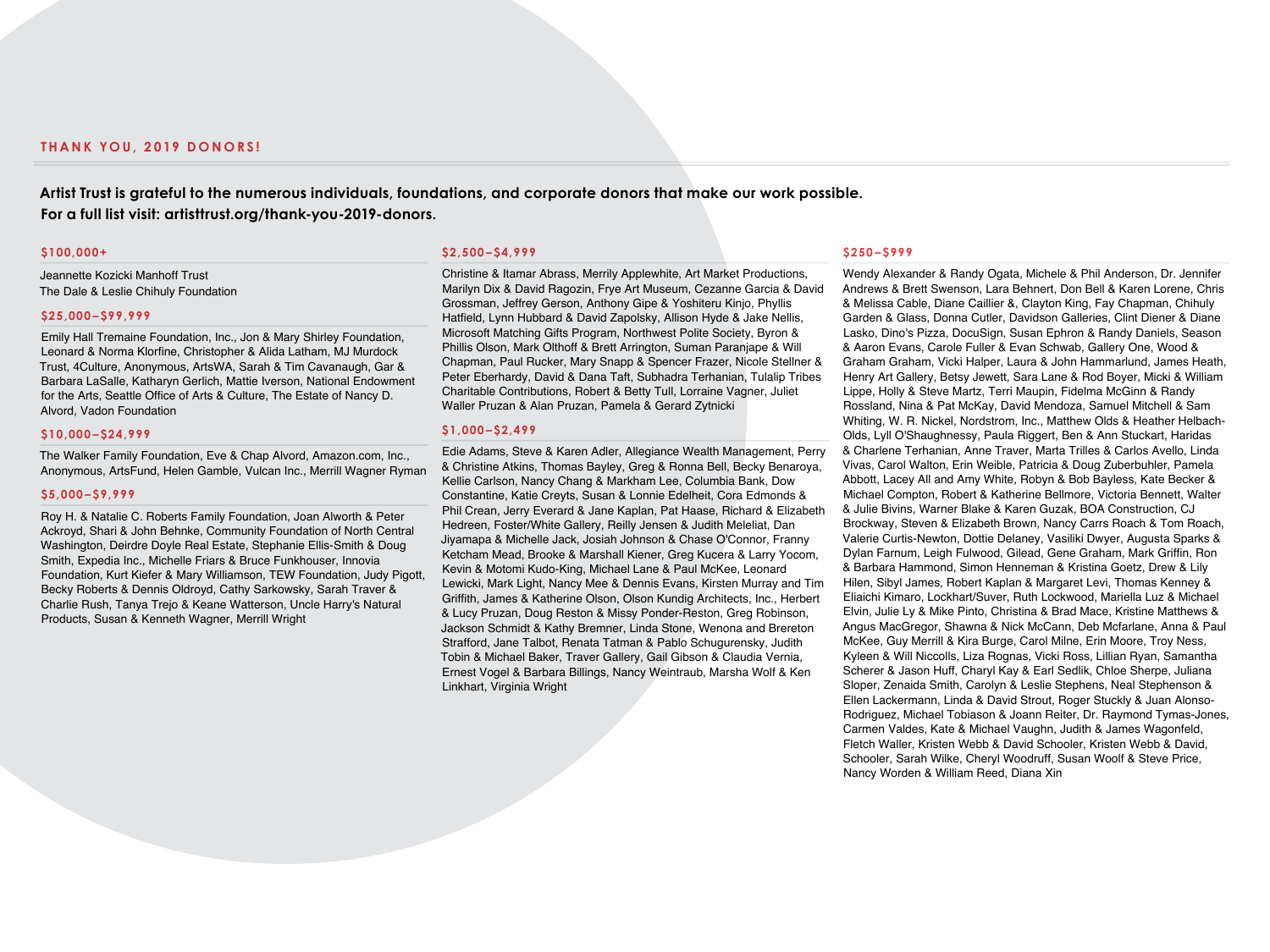## THANK YOU, 2019 DONORS!

**Artist Trust is grateful to the numerous individuals, foundations, and corporate donors that make our work possible. For a full list visit: artisttrust.org/thank-you-2019-donors.**

### $100,000+

Jeannette Kozicki Manhoff Trust
The Dale & Leslie Chihuly Foundation

### $25,000–$99,999

Emily Hall Tremaine Foundation, Inc., Jon & Mary Shirley Foundation, Leonard & Norma Klorfine, Christopher & Alida Latham, MJ Murdock Trust, 4Culture, Anonymous, ArtsWA, Sarah & Tim Cavanaugh, Gar & Barbara LaSalle, Katharyn Gerlich, Mattie Iverson, National Endowment for the Arts, Seattle Office of Arts & Culture, The Estate of Nancy D. Alvord, Vadon Foundation

### $10,000–$24,999

The Walker Family Foundation, Eve & Chap Alvord, Amazon.com, Inc., Anonymous, ArtsFund, Helen Gamble, Vulcan Inc., Merrill Wagner Ryman

### $5,000–$9,999

Roy H. & Natalie C. Roberts Family Foundation, Joan Alworth & Peter Ackroyd, Shari & John Behnke, Community Foundation of North Central Washington, Deirdre Doyle Real Estate, Stephanie Ellis-Smith & Doug Smith, Expedia Inc., Michelle Friars & Bruce Funkhouser, Innovia Foundation, Kurt Kiefer & Mary Williamson, TEW Foundation, Judy Pigott, Becky Roberts & Dennis Oldroyd, Cathy Sarkowsky, Sarah Traver & Charlie Rush, Tanya Trejo & Keane Watterson, Uncle Harry's Natural Products, Susan & Kenneth Wagner, Merrill Wright

### $2,500–$4,999

Christine & Itamar Abrass, Merrily Applewhite, Art Market Productions, Marilyn Dix & David Ragozin, Frye Art Museum, Cezanne Garcia & David Grossman, Jeffrey Gerson, Anthony Gipe & Yoshiteru Kinjo, Phyllis Hatfield, Lynn Hubbard & David Zapolsky, Allison Hyde & Jake Nellis, Microsoft Matching Gifts Program, Northwest Polite Society, Byron & Phillis Olson, Mark Olthoff & Brett Arrington, Suman Paranjape & Will Chapman, Paul Rucker, Mary Snapp & Spencer Frazer, Nicole Stellner & Peter Eberhardy, David & Dana Taft, Subhadra Terhanian, Tulalip Tribes Charitable Contributions, Robert & Betty Tull, Lorraine Vagner, Juliet Waller Pruzan & Alan Pruzan, Pamela & Gerard Zytnicki

### $1,000–$2,499

Edie Adams, Steve & Karen Adler, Allegiance Wealth Management, Perry & Christine Atkins, Thomas Bayley, Greg & Ronna Bell, Becky Benaroya, Kellie Carlson, Nancy Chang & Markham Lee, Columbia Bank, Dow Constantine, Katie Creyts, Susan & Lonnie Edelheit, Cora Edmonds & Phil Crean, Jerry Everard & Jane Kaplan, Pat Haase, Richard & Elizabeth Hedreen, Foster/White Gallery, Reilly Jensen & Judith Meleliat, Dan Jiyamapa & Michelle Jack, Josiah Johnson & Chase O'Connor, Franny Ketcham Mead, Brooke & Marshall Kiener, Greg Kucera & Larry Yocom, Kevin & Motomi Kudo-King, Michael Lane & Paul McKee, Leonard Lewicki, Mark Light, Nancy Mee & Dennis Evans, Kirsten Murray and Tim Griffith, James & Katherine Olson, Olson Kundig Architects, Inc., Herbert & Lucy Pruzan, Doug Reston & Missy Ponder-Reston, Greg Robinson, Jackson Schmidt & Kathy Bremner, Linda Stone, Wenona and Brereton Strafford, Jane Talbot, Renata Tatman & Pablo Schugurensky, Judith Tobin & Michael Baker, Traver Gallery, Gail Gibson & Claudia Vernia, Ernest Vogel & Barbara Billings, Nancy Weintraub, Marsha Wolf & Ken Linkhart, Virginia Wright

### $250–$999

Wendy Alexander & Randy Ogata, Michele & Phil Anderson, Dr. Jennifer Andrews & Brett Swenson, Lara Behnert, Don Bell & Karen Lorene, Chris & Melissa Cable, Diane Caillier &, Clayton King, Fay Chapman, Chihuly Garden & Glass, Donna Cutler, Davidson Galleries, Clint Diener & Diane Lasko, Dino's Pizza, DocuSign, Susan Ephron & Randy Daniels, Season & Aaron Evans, Carole Fuller & Evan Schwab, Gallery One, Wood & Graham Graham, Vicki Halper, Laura & John Hammarlund, James Heath, Henry Art Gallery, Betsy Jewett, Sara Lane & Rod Boyer, Micki & William Lippe, Holly & Steve Martz, Terri Maupin, Fidelma McGinn & Randy Rossland, Nina & Pat McKay, David Mendoza, Samuel Mitchell & Sam Whiting, W. R. Nickel, Nordstrom, Inc., Matthew Olds & Heather Helbach-Olds, Lyll O'Shaughnessy, Paula Riggert, Ben & Ann Stuckart, Haridas & Charlene Terhanian, Anne Traver, Marta Trilles & Carlos Avello, Linda Vivas, Carol Walton, Erin Weible, Patricia & Doug Zuberbuhler, Pamela Abbott, Lacey All and Amy White, Robyn & Bob Bayless, Kate Becker & Michael Compton, Robert & Katherine Bellmore, Victoria Bennett, Walter & Julie Bivins, Warner Blake & Karen Guzak, BOA Construction, CJ Brockway, Steven & Elizabeth Brown, Nancy Carrs Roach & Tom Roach, Valerie Curtis-Newton, Dottie Delaney, Vasiliki Dwyer, Augusta Sparks & Dylan Farnum, Leigh Fulwood, Gilead, Gene Graham, Mark Griffin, Ron & Barbara Hammond, Simon Henneman & Kristina Goetz, Drew & Lily Hilen, Sibyl James, Robert Kaplan & Margaret Levi, Thomas Kenney & Eliaichi Kimaro, Lockhart/Suver, Ruth Lockwood, Mariella Luz & Michael Elvin, Julie Ly & Mike Pinto, Christina & Brad Mace, Kristine Matthews & Angus MacGregor, Shawna & Nick McCann, Deb Mcfarlane, Anna & Paul McKee, Guy Merrill & Kira Burge, Carol Milne, Erin Moore, Troy Ness, Kyleen & Will Niccolls, Liza Rognas, Vicki Ross, Lillian Ryan, Samantha Scherer & Jason Huff, Charyl Kay & Earl Sedlik, Chloe Sherpe, Juliana Sloper, Zenaida Smith, Carolyn & Leslie Stephens, Neal Stephenson & Ellen Lackermann, Linda & David Strout, Roger Stuckly & Juan Alonso-Rodriguez, Michael Tobiason & Joann Reiter, Dr. Raymond Tymas-Jones, Carmen Valdes, Kate & Michael Vaughn, Judith & James Wagonfeld, Fletch Waller, Kristen Webb & David Schooler, Kristen Webb & David, Schooler, Sarah Wilke, Cheryl Woodruff, Susan Woolf & Steve Price, Nancy Worden & William Reed, Diana Xin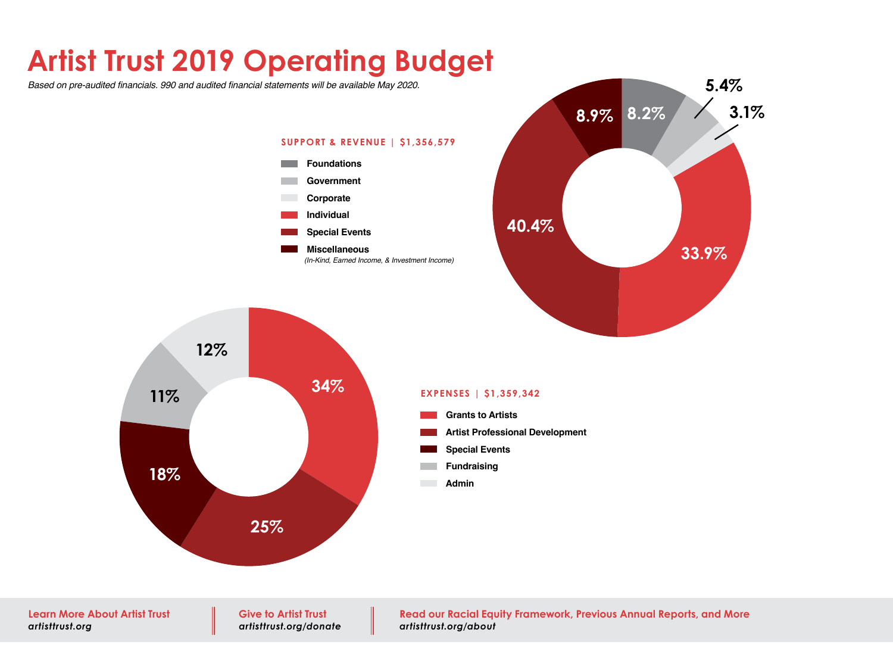# Artist Trust 2019 Operating Budget

*Based on pre-audited financials. 990 and audited financial statements will be available May 2020.*

**SUPPORT & REVENUE | $1,356,579**

- Foundations
- Government
- Corporate
- Individual
- Special Events
- Miscellaneous
  *(In-Kind, Earned Income, & Investment Income)*

8.9%
8.2%
5.4%
3.1%
40.4%
33.9%

**EXPENSES | $1,359,342**

- Grants to Artists
- Artist Professional Development
- Special Events
- Fundraising
- Admin

12%
34%
11%
18%
25%

**Learn More About Artist Trust**
*artisttrust.org*

**Give to Artist Trust**
*artisttrust.org/donate*

**Read our Racial Equity Framework, Previous Annual Reports, and More**
*artisttrust.org/about*